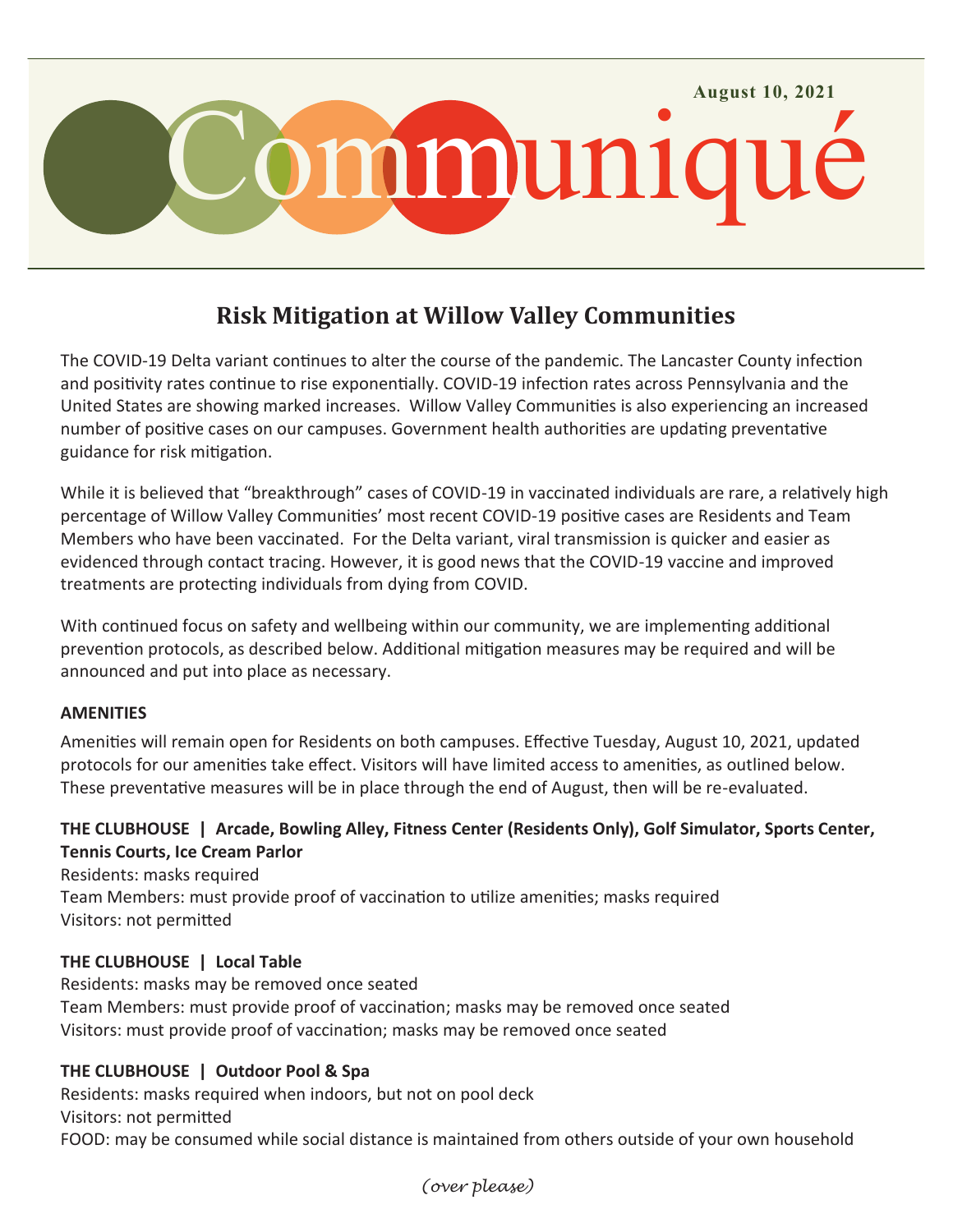August 10, 2021

# Communiqué

## Risk Mitigation at Willow Valley Communities

The COVID-19 Delta variant continues to alter the course of the pandemic. The Lancaster County infection and positivity rates continue to rise exponentially. COVID-19 infection rates across Pennsylvania and the United States are showing marked increases. Willow Valley Communities is also experiencing an increased number of positive cases on our campuses. Government health authorities are updating preventative guidance for risk mitigation.

While it is believed that "breakthrough" cases of COVID-19 in vaccinated individuals are rare, a relatively high percentage of Willow Valley Communities' most recent COVID-19 positive cases are Residents and Team Members who have been vaccinated. For the Delta variant, viral transmission is quicker and easier as evidenced through contact tracing. However, it is good news that the COVID-19 vaccine and improved treatments are protecting individuals from dying from COVID.

With continued focus on safety and wellbeing within our community, we are implementing additional prevention protocols, as described below. Additional mitigation measures may be required and will be announced and put into place as necessary.

**AMENITIES**

Amenities will remain open for Residents on both campuses. Effective Tuesday, August 10, 2021, updated protocols for our amenities take effect. Visitors will have limited access to amenities, as outlined below. These preventative measures will be in place through the end of August, then will be re-evaluated.

**THE CLUBHOUSE | Arcade, Bowling Alley, Fitness Center (Residents Only), Golf Simulator, Sports Center, Tennis Courts, Ice Cream Parlor**
Residents: masks required
Team Members: must provide proof of vaccination to utilize amenities; masks required
Visitors: not permitted

**THE CLUBHOUSE | Local Table**
Residents: masks may be removed once seated
Team Members: must provide proof of vaccination; masks may be removed once seated
Visitors: must provide proof of vaccination; masks may be removed once seated

**THE CLUBHOUSE | Outdoor Pool & Spa**
Residents: masks required when indoors, but not on pool deck
Visitors: not permitted
FOOD: may be consumed while social distance is maintained from others outside of your own household

*(over please)*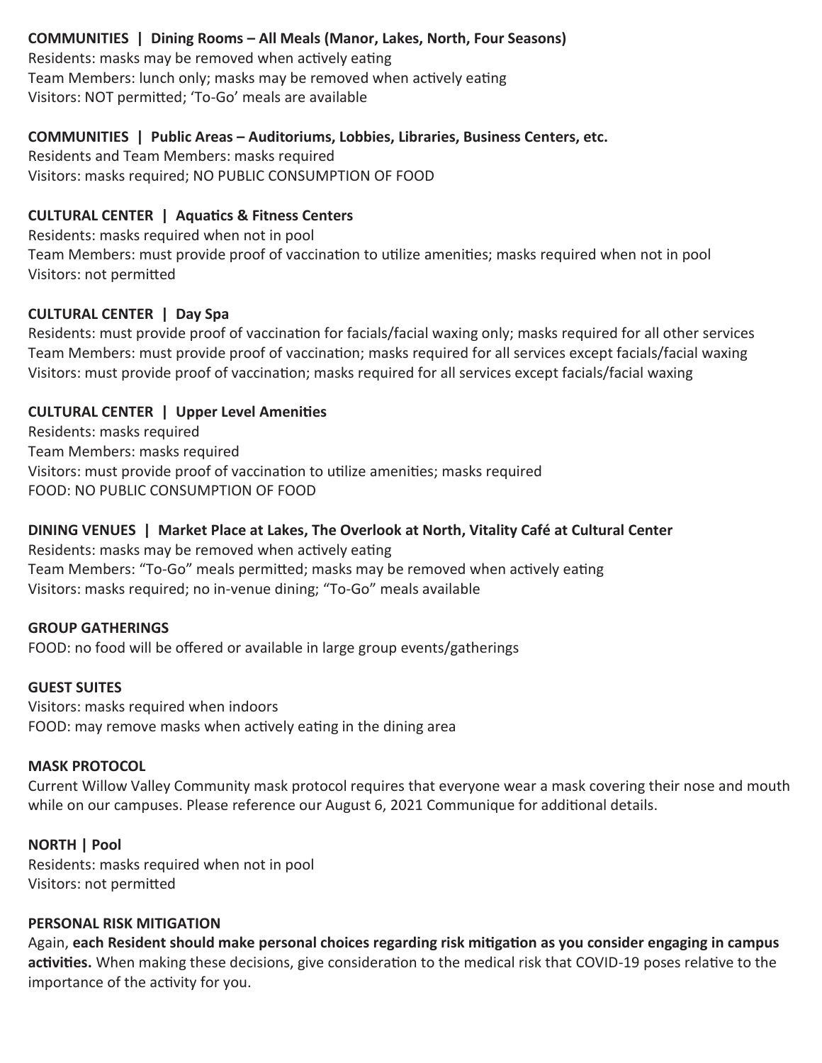**COMMUNITIES | Dining Rooms – All Meals (Manor, Lakes, North, Four Seasons)**
Residents: masks may be removed when actively eating
Team Members: lunch only; masks may be removed when actively eating
Visitors: NOT permitted; 'To-Go' meals are available

**COMMUNITIES | Public Areas – Auditoriums, Lobbies, Libraries, Business Centers, etc.**
Residents and Team Members: masks required
Visitors: masks required; NO PUBLIC CONSUMPTION OF FOOD

**CULTURAL CENTER | Aquatics & Fitness Centers**
Residents: masks required when not in pool
Team Members: must provide proof of vaccination to utilize amenities; masks required when not in pool
Visitors: not permitted

**CULTURAL CENTER | Day Spa**
Residents: must provide proof of vaccination for facials/facial waxing only; masks required for all other services
Team Members: must provide proof of vaccination; masks required for all services except facials/facial waxing
Visitors: must provide proof of vaccination; masks required for all services except facials/facial waxing

**CULTURAL CENTER | Upper Level Amenities**
Residents: masks required
Team Members: masks required
Visitors: must provide proof of vaccination to utilize amenities; masks required
FOOD: NO PUBLIC CONSUMPTION OF FOOD

**DINING VENUES | Market Place at Lakes, The Overlook at North, Vitality Café at Cultural Center**
Residents: masks may be removed when actively eating
Team Members: "To-Go" meals permitted; masks may be removed when actively eating
Visitors: masks required; no in-venue dining; "To-Go" meals available

**GROUP GATHERINGS**
FOOD: no food will be offered or available in large group events/gatherings

**GUEST SUITES**
Visitors: masks required when indoors
FOOD: may remove masks when actively eating in the dining area

**MASK PROTOCOL**
Current Willow Valley Community mask protocol requires that everyone wear a mask covering their nose and mouth while on our campuses. Please reference our August 6, 2021 Communique for additional details.

**NORTH | Pool**
Residents: masks required when not in pool
Visitors: not permitted

**PERSONAL RISK MITIGATION**
Again, **each Resident should make personal choices regarding risk mitigation as you consider engaging in campus activities.** When making these decisions, give consideration to the medical risk that COVID-19 poses relative to the importance of the activity for you.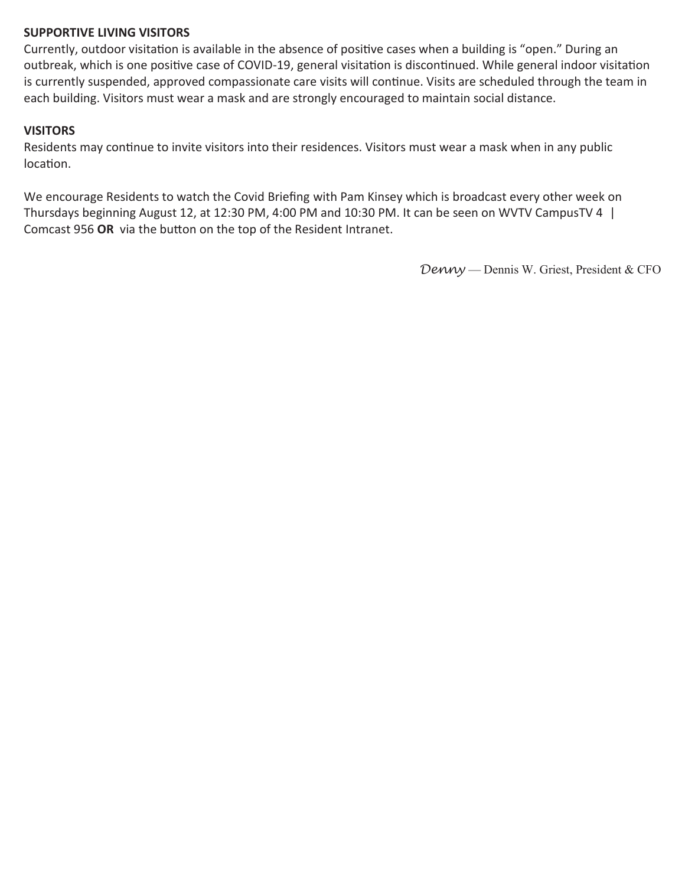**SUPPORTIVE LIVING VISITORS**

Currently, outdoor visitation is available in the absence of positive cases when a building is "open." During an outbreak, which is one positive case of COVID-19, general visitation is discontinued. While general indoor visitation is currently suspended, approved compassionate care visits will continue. Visits are scheduled through the team in each building. Visitors must wear a mask and are strongly encouraged to maintain social distance.

**VISITORS**

Residents may continue to invite visitors into their residences. Visitors must wear a mask when in any public location.

We encourage Residents to watch the Covid Briefing with Pam Kinsey which is broadcast every other week on Thursdays beginning August 12, at 12:30 PM, 4:00 PM and 10:30 PM. It can be seen on WVTV CampusTV 4 | Comcast 956 **OR** via the button on the top of the Resident Intranet.

*Denny* — Dennis W. Griest, President & CFO